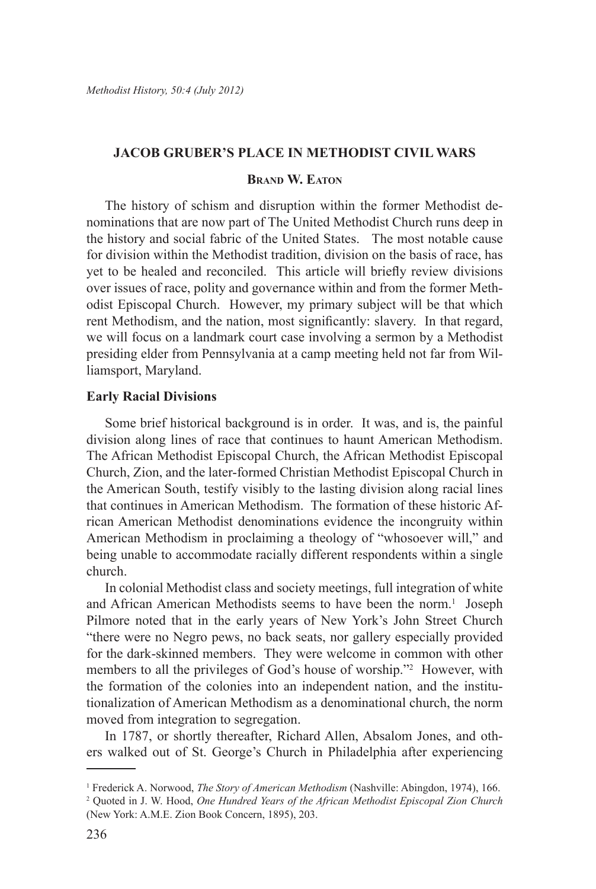# JACOB GRUBER'S PLACE IN METHODIST CIVIL WARS

**Brand W. Eaton**

The history of schism and disruption within the former Methodist denominations that are now part of The United Methodist Church runs deep in the history and social fabric of the United States. The most notable cause for division within the Methodist tradition, division on the basis of race, has yet to be healed and reconciled. This article will briefly review divisions over issues of race, polity and governance within and from the former Methodist Episcopal Church. However, my primary subject will be that which rent Methodism, and the nation, most significantly: slavery. In that regard, we will focus on a landmark court case involving a sermon by a Methodist presiding elder from Pennsylvania at a camp meeting held not far from Williamsport, Maryland.

## Early Racial Divisions

Some brief historical background is in order. It was, and is, the painful division along lines of race that continues to haunt American Methodism. The African Methodist Episcopal Church, the African Methodist Episcopal Church, Zion, and the later-formed Christian Methodist Episcopal Church in the American South, testify visibly to the lasting division along racial lines that continues in American Methodism. The formation of these historic African American Methodist denominations evidence the incongruity within American Methodism in proclaiming a theology of "whosoever will," and being unable to accommodate racially different respondents within a single church.

In colonial Methodist class and society meetings, full integration of white and African American Methodists seems to have been the norm.[1] Joseph Pilmore noted that in the early years of New York's John Street Church "there were no Negro pews, no back seats, nor gallery especially provided for the dark-skinned members. They were welcome in common with other members to all the privileges of God's house of worship."[2] However, with the formation of the colonies into an independent nation, and the institutionalization of American Methodism as a denominational church, the norm moved from integration to segregation.

In 1787, or shortly thereafter, Richard Allen, Absalom Jones, and others walked out of St. George's Church in Philadelphia after experiencing

---

[1] Frederick A. Norwood, *The Story of American Methodism* (Nashville: Abingdon, 1974), 166.

[2] Quoted in J. W. Hood, *One Hundred Years of the African Methodist Episcopal Zion Church* (New York: A.M.E. Zion Book Concern, 1895), 203.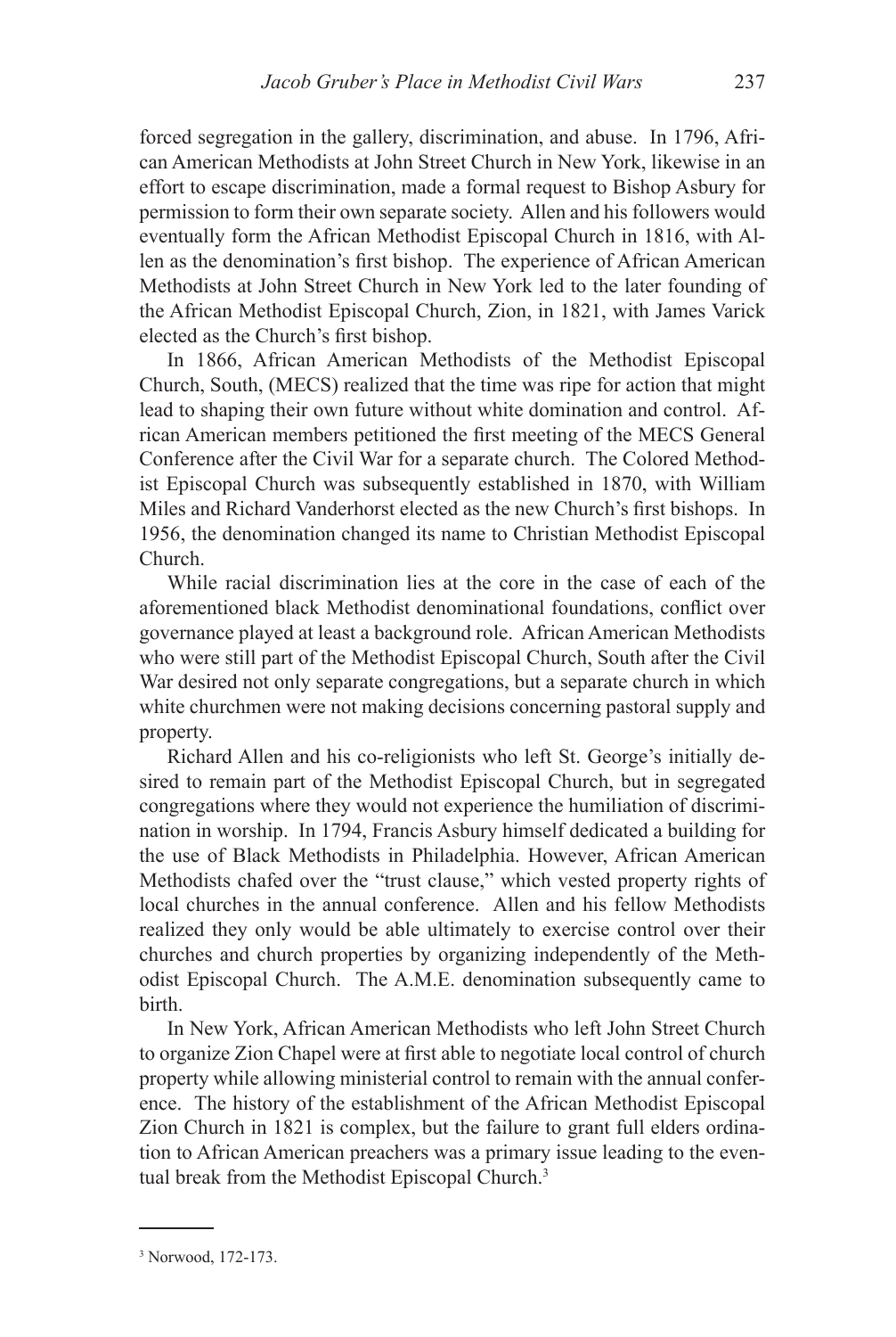forced segregation in the gallery, discrimination, and abuse. In 1796, African American Methodists at John Street Church in New York, likewise in an effort to escape discrimination, made a formal request to Bishop Asbury for permission to form their own separate society. Allen and his followers would eventually form the African Methodist Episcopal Church in 1816, with Allen as the denomination's first bishop. The experience of African American Methodists at John Street Church in New York led to the later founding of the African Methodist Episcopal Church, Zion, in 1821, with James Varick elected as the Church's first bishop.

In 1866, African American Methodists of the Methodist Episcopal Church, South, (MECS) realized that the time was ripe for action that might lead to shaping their own future without white domination and control. African American members petitioned the first meeting of the MECS General Conference after the Civil War for a separate church. The Colored Methodist Episcopal Church was subsequently established in 1870, with William Miles and Richard Vanderhorst elected as the new Church's first bishops. In 1956, the denomination changed its name to Christian Methodist Episcopal Church.

While racial discrimination lies at the core in the case of each of the aforementioned black Methodist denominational foundations, conflict over governance played at least a background role. African American Methodists who were still part of the Methodist Episcopal Church, South after the Civil War desired not only separate congregations, but a separate church in which white churchmen were not making decisions concerning pastoral supply and property.

Richard Allen and his co-religionists who left St. George's initially desired to remain part of the Methodist Episcopal Church, but in segregated congregations where they would not experience the humiliation of discrimination in worship. In 1794, Francis Asbury himself dedicated a building for the use of Black Methodists in Philadelphia. However, African American Methodists chafed over the "trust clause," which vested property rights of local churches in the annual conference. Allen and his fellow Methodists realized they only would be able ultimately to exercise control over their churches and church properties by organizing independently of the Methodist Episcopal Church. The A.M.E. denomination subsequently came to birth.

In New York, African American Methodists who left John Street Church to organize Zion Chapel were at first able to negotiate local control of church property while allowing ministerial control to remain with the annual conference. The history of the establishment of the African Methodist Episcopal Zion Church in 1821 is complex, but the failure to grant full elders ordination to African American preachers was a primary issue leading to the eventual break from the Methodist Episcopal Church.[3]

---

[3] Norwood, 172-173.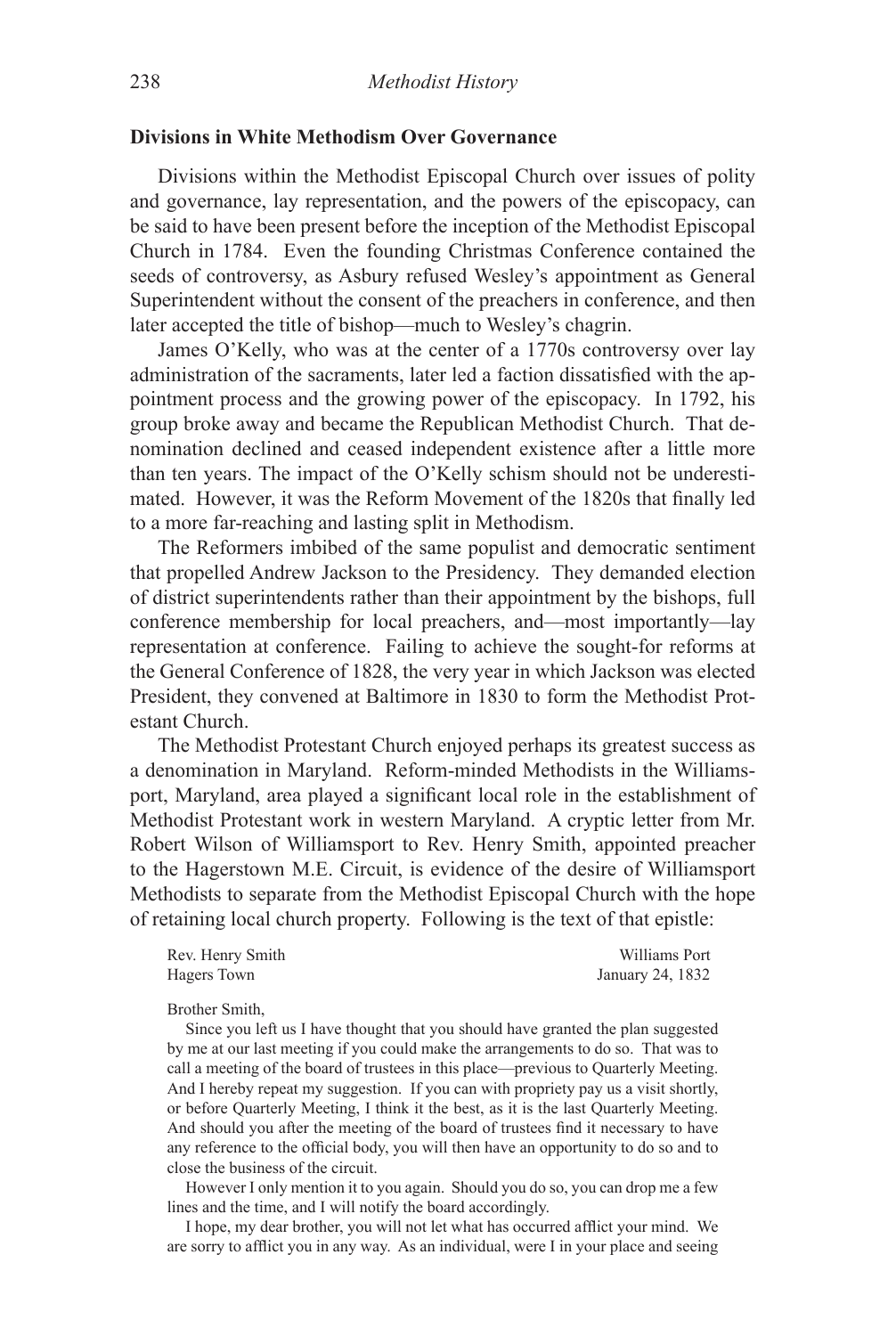### Divisions in White Methodism Over Governance

Divisions within the Methodist Episcopal Church over issues of polity and governance, lay representation, and the powers of the episcopacy, can be said to have been present before the inception of the Methodist Episcopal Church in 1784. Even the founding Christmas Conference contained the seeds of controversy, as Asbury refused Wesley's appointment as General Superintendent without the consent of the preachers in conference, and then later accepted the title of bishop—much to Wesley's chagrin.

James O'Kelly, who was at the center of a 1770s controversy over lay administration of the sacraments, later led a faction dissatisfied with the appointment process and the growing power of the episcopacy. In 1792, his group broke away and became the Republican Methodist Church. That denomination declined and ceased independent existence after a little more than ten years. The impact of the O'Kelly schism should not be underestimated. However, it was the Reform Movement of the 1820s that finally led to a more far-reaching and lasting split in Methodism.

The Reformers imbibed of the same populist and democratic sentiment that propelled Andrew Jackson to the Presidency. They demanded election of district superintendents rather than their appointment by the bishops, full conference membership for local preachers, and—most importantly—lay representation at conference. Failing to achieve the sought-for reforms at the General Conference of 1828, the very year in which Jackson was elected President, they convened at Baltimore in 1830 to form the Methodist Protestant Church.

The Methodist Protestant Church enjoyed perhaps its greatest success as a denomination in Maryland. Reform-minded Methodists in the Williamsport, Maryland, area played a significant local role in the establishment of Methodist Protestant work in western Maryland. A cryptic letter from Mr. Robert Wilson of Williamsport to Rev. Henry Smith, appointed preacher to the Hagerstown M.E. Circuit, is evidence of the desire of Williamsport Methodists to separate from the Methodist Episcopal Church with the hope of retaining local church property. Following is the text of that epistle:

> Rev. Henry Smith — Williams Port
> Hagers Town — January 24, 1832
>
> Brother Smith,
>
> Since you left us I have thought that you should have granted the plan suggested by me at our last meeting if you could make the arrangements to do so. That was to call a meeting of the board of trustees in this place—previous to Quarterly Meeting. And I hereby repeat my suggestion. If you can with propriety pay us a visit shortly, or before Quarterly Meeting, I think it the best, as it is the last Quarterly Meeting. And should you after the meeting of the board of trustees find it necessary to have any reference to the official body, you will then have an opportunity to do so and to close the business of the circuit.
>
> However I only mention it to you again. Should you do so, you can drop me a few lines and the time, and I will notify the board accordingly.
>
> I hope, my dear brother, you will not let what has occurred afflict your mind. We are sorry to afflict you in any way. As an individual, were I in your place and seeing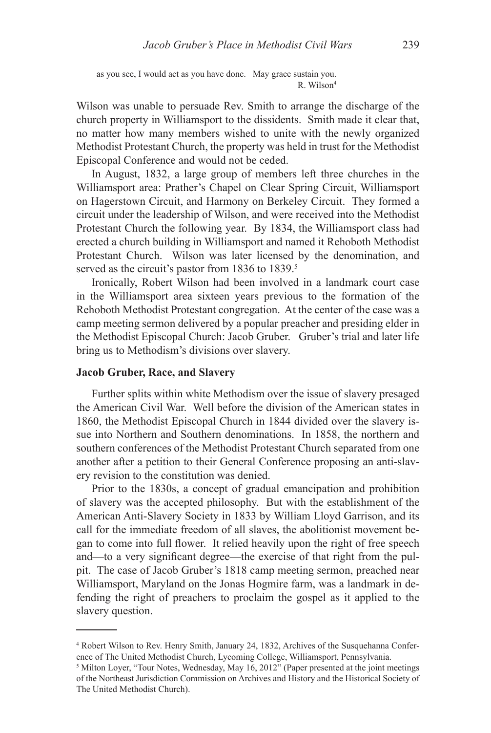as you see, I would act as you have done. May grace sustain you.

R. Wilson[4]

Wilson was unable to persuade Rev. Smith to arrange the discharge of the church property in Williamsport to the dissidents. Smith made it clear that, no matter how many members wished to unite with the newly organized Methodist Protestant Church, the property was held in trust for the Methodist Episcopal Conference and would not be ceded.

In August, 1832, a large group of members left three churches in the Williamsport area: Prather's Chapel on Clear Spring Circuit, Williamsport on Hagerstown Circuit, and Harmony on Berkeley Circuit. They formed a circuit under the leadership of Wilson, and were received into the Methodist Protestant Church the following year. By 1834, the Williamsport class had erected a church building in Williamsport and named it Rehoboth Methodist Protestant Church. Wilson was later licensed by the denomination, and served as the circuit's pastor from 1836 to 1839.[5]

Ironically, Robert Wilson had been involved in a landmark court case in the Williamsport area sixteen years previous to the formation of the Rehoboth Methodist Protestant congregation. At the center of the case was a camp meeting sermon delivered by a popular preacher and presiding elder in the Methodist Episcopal Church: Jacob Gruber. Gruber's trial and later life bring us to Methodism's divisions over slavery.

### Jacob Gruber, Race, and Slavery

Further splits within white Methodism over the issue of slavery presaged the American Civil War. Well before the division of the American states in 1860, the Methodist Episcopal Church in 1844 divided over the slavery issue into Northern and Southern denominations. In 1858, the northern and southern conferences of the Methodist Protestant Church separated from one another after a petition to their General Conference proposing an anti-slavery revision to the constitution was denied.

Prior to the 1830s, a concept of gradual emancipation and prohibition of slavery was the accepted philosophy. But with the establishment of the American Anti-Slavery Society in 1833 by William Lloyd Garrison, and its call for the immediate freedom of all slaves, the abolitionist movement began to come into full flower. It relied heavily upon the right of free speech and—to a very significant degree—the exercise of that right from the pulpit. The case of Jacob Gruber's 1818 camp meeting sermon, preached near Williamsport, Maryland on the Jonas Hogmire farm, was a landmark in defending the right of preachers to proclaim the gospel as it applied to the slavery question.

---

[4] Robert Wilson to Rev. Henry Smith, January 24, 1832, Archives of the Susquehanna Conference of The United Methodist Church, Lycoming College, Williamsport, Pennsylvania.

[5] Milton Loyer, "Tour Notes, Wednesday, May 16, 2012" (Paper presented at the joint meetings of the Northeast Jurisdiction Commission on Archives and History and the Historical Society of The United Methodist Church).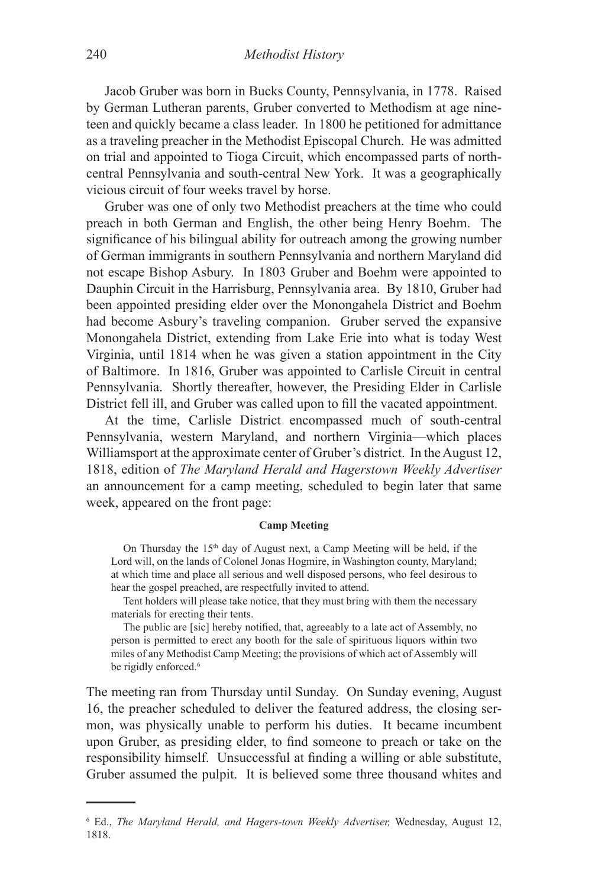Jacob Gruber was born in Bucks County, Pennsylvania, in 1778. Raised by German Lutheran parents, Gruber converted to Methodism at age nineteen and quickly became a class leader. In 1800 he petitioned for admittance as a traveling preacher in the Methodist Episcopal Church. He was admitted on trial and appointed to Tioga Circuit, which encompassed parts of north-central Pennsylvania and south-central New York. It was a geographically vicious circuit of four weeks travel by horse.

Gruber was one of only two Methodist preachers at the time who could preach in both German and English, the other being Henry Boehm. The significance of his bilingual ability for outreach among the growing number of German immigrants in southern Pennsylvania and northern Maryland did not escape Bishop Asbury. In 1803 Gruber and Boehm were appointed to Dauphin Circuit in the Harrisburg, Pennsylvania area. By 1810, Gruber had been appointed presiding elder over the Monongahela District and Boehm had become Asbury's traveling companion. Gruber served the expansive Monongahela District, extending from Lake Erie into what is today West Virginia, until 1814 when he was given a station appointment in the City of Baltimore. In 1816, Gruber was appointed to Carlisle Circuit in central Pennsylvania. Shortly thereafter, however, the Presiding Elder in Carlisle District fell ill, and Gruber was called upon to fill the vacated appointment.

At the time, Carlisle District encompassed much of south-central Pennsylvania, western Maryland, and northern Virginia—which places Williamsport at the approximate center of Gruber's district. In the August 12, 1818, edition of *The Maryland Herald and Hagerstown Weekly Advertiser* an announcement for a camp meeting, scheduled to begin later that same week, appeared on the front page:

> **Camp Meeting**
>
> On Thursday the 15th day of August next, a Camp Meeting will be held, if the Lord will, on the lands of Colonel Jonas Hogmire, in Washington county, Maryland; at which time and place all serious and well disposed persons, who feel desirous to hear the gospel preached, are respectfully invited to attend.
>
> Tent holders will please take notice, that they must bring with them the necessary materials for erecting their tents.
>
> The public are [sic] hereby notified, that, agreeably to a late act of Assembly, no person is permitted to erect any booth for the sale of spirituous liquors within two miles of any Methodist Camp Meeting; the provisions of which act of Assembly will be rigidly enforced.[6]

The meeting ran from Thursday until Sunday. On Sunday evening, August 16, the preacher scheduled to deliver the featured address, the closing sermon, was physically unable to perform his duties. It became incumbent upon Gruber, as presiding elder, to find someone to preach or take on the responsibility himself. Unsuccessful at finding a willing or able substitute, Gruber assumed the pulpit. It is believed some three thousand whites and

---

[6] Ed., *The Maryland Herald, and Hagers-town Weekly Advertiser,* Wednesday, August 12, 1818.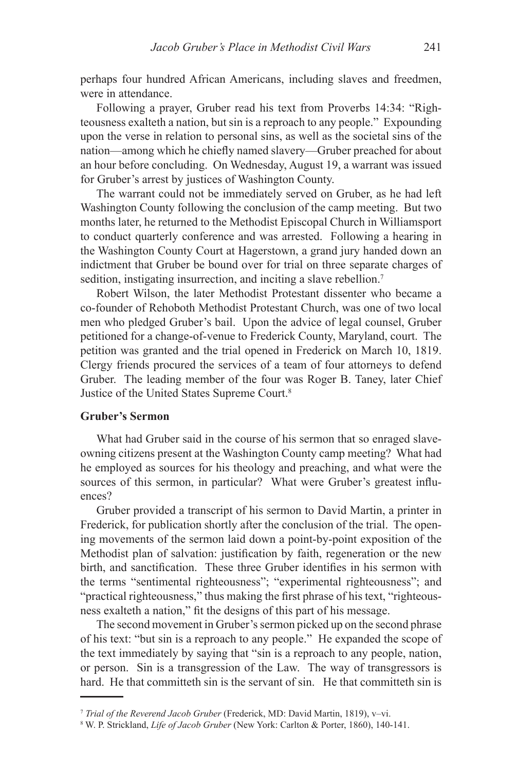perhaps four hundred African Americans, including slaves and freedmen, were in attendance.

Following a prayer, Gruber read his text from Proverbs 14:34: "Righteousness exalteth a nation, but sin is a reproach to any people." Expounding upon the verse in relation to personal sins, as well as the societal sins of the nation—among which he chiefly named slavery—Gruber preached for about an hour before concluding. On Wednesday, August 19, a warrant was issued for Gruber's arrest by justices of Washington County.

The warrant could not be immediately served on Gruber, as he had left Washington County following the conclusion of the camp meeting. But two months later, he returned to the Methodist Episcopal Church in Williamsport to conduct quarterly conference and was arrested. Following a hearing in the Washington County Court at Hagerstown, a grand jury handed down an indictment that Gruber be bound over for trial on three separate charges of sedition, instigating insurrection, and inciting a slave rebellion.[7]

Robert Wilson, the later Methodist Protestant dissenter who became a co-founder of Rehoboth Methodist Protestant Church, was one of two local men who pledged Gruber's bail. Upon the advice of legal counsel, Gruber petitioned for a change-of-venue to Frederick County, Maryland, court. The petition was granted and the trial opened in Frederick on March 10, 1819. Clergy friends procured the services of a team of four attorneys to defend Gruber. The leading member of the four was Roger B. Taney, later Chief Justice of the United States Supreme Court.[8]

**Gruber's Sermon**

What had Gruber said in the course of his sermon that so enraged slave-owning citizens present at the Washington County camp meeting? What had he employed as sources for his theology and preaching, and what were the sources of this sermon, in particular? What were Gruber's greatest influences?

Gruber provided a transcript of his sermon to David Martin, a printer in Frederick, for publication shortly after the conclusion of the trial. The opening movements of the sermon laid down a point-by-point exposition of the Methodist plan of salvation: justification by faith, regeneration or the new birth, and sanctification. These three Gruber identifies in his sermon with the terms "sentimental righteousness"; "experimental righteousness"; and "practical righteousness," thus making the first phrase of his text, "righteousness exalteth a nation," fit the designs of this part of his message.

The second movement in Gruber's sermon picked up on the second phrase of his text: "but sin is a reproach to any people." He expanded the scope of the text immediately by saying that "sin is a reproach to any people, nation, or person. Sin is a transgression of the Law. The way of transgressors is hard. He that committeth sin is the servant of sin. He that committeth sin is

---

[7] *Trial of the Reverend Jacob Gruber* (Frederick, MD: David Martin, 1819), v–vi.

[8] W. P. Strickland, *Life of Jacob Gruber* (New York: Carlton & Porter, 1860), 140-141.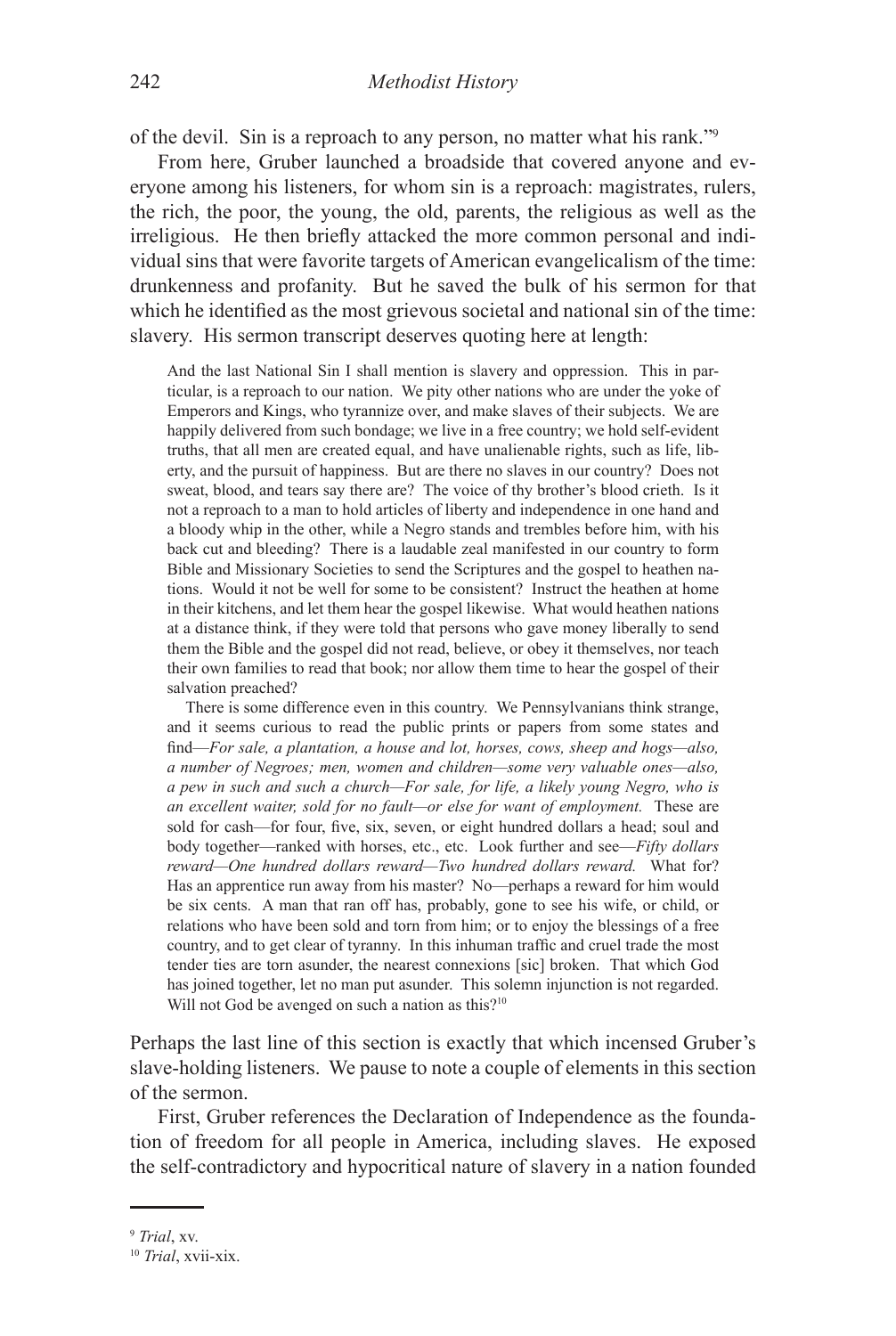of the devil. Sin is a reproach to any person, no matter what his rank."[9]

From here, Gruber launched a broadside that covered anyone and everyone among his listeners, for whom sin is a reproach: magistrates, rulers, the rich, the poor, the young, the old, parents, the religious as well as the irreligious. He then briefly attacked the more common personal and individual sins that were favorite targets of American evangelicalism of the time: drunkenness and profanity. But he saved the bulk of his sermon for that which he identified as the most grievous societal and national sin of the time: slavery. His sermon transcript deserves quoting here at length:

> And the last National Sin I shall mention is slavery and oppression. This in particular, is a reproach to our nation. We pity other nations who are under the yoke of Emperors and Kings, who tyrannize over, and make slaves of their subjects. We are happily delivered from such bondage; we live in a free country; we hold self-evident truths, that all men are created equal, and have unalienable rights, such as life, liberty, and the pursuit of happiness. But are there no slaves in our country? Does not sweat, blood, and tears say there are? The voice of thy brother's blood crieth. Is it not a reproach to a man to hold articles of liberty and independence in one hand and a bloody whip in the other, while a Negro stands and trembles before him, with his back cut and bleeding? There is a laudable zeal manifested in our country to form Bible and Missionary Societies to send the Scriptures and the gospel to heathen nations. Would it not be well for some to be consistent? Instruct the heathen at home in their kitchens, and let them hear the gospel likewise. What would heathen nations at a distance think, if they were told that persons who gave money liberally to send them the Bible and the gospel did not read, believe, or obey it themselves, nor teach their own families to read that book; nor allow them time to hear the gospel of their salvation preached?
>
> There is some difference even in this country. We Pennsylvanians think strange, and it seems curious to read the public prints or papers from some states and find—*For sale, a plantation, a house and lot, horses, cows, sheep and hogs—also, a number of Negroes; men, women and children—some very valuable ones—also, a pew in such and such a church—For sale, for life, a likely young Negro, who is an excellent waiter, sold for no fault—or else for want of employment.* These are sold for cash—for four, five, six, seven, or eight hundred dollars a head; soul and body together—ranked with horses, etc., etc. Look further and see—*Fifty dollars reward—One hundred dollars reward—Two hundred dollars reward.* What for? Has an apprentice run away from his master? No—perhaps a reward for him would be six cents. A man that ran off has, probably, gone to see his wife, or child, or relations who have been sold and torn from him; or to enjoy the blessings of a free country, and to get clear of tyranny. In this inhuman traffic and cruel trade the most tender ties are torn asunder, the nearest connexions [sic] broken. That which God has joined together, let no man put asunder. This solemn injunction is not regarded. Will not God be avenged on such a nation as this?[10]

Perhaps the last line of this section is exactly that which incensed Gruber's slave-holding listeners. We pause to note a couple of elements in this section of the sermon.

First, Gruber references the Declaration of Independence as the foundation of freedom for all people in America, including slaves. He exposed the self-contradictory and hypocritical nature of slavery in a nation founded

---

[9] *Trial*, xv.

[10] *Trial*, xvii-xix.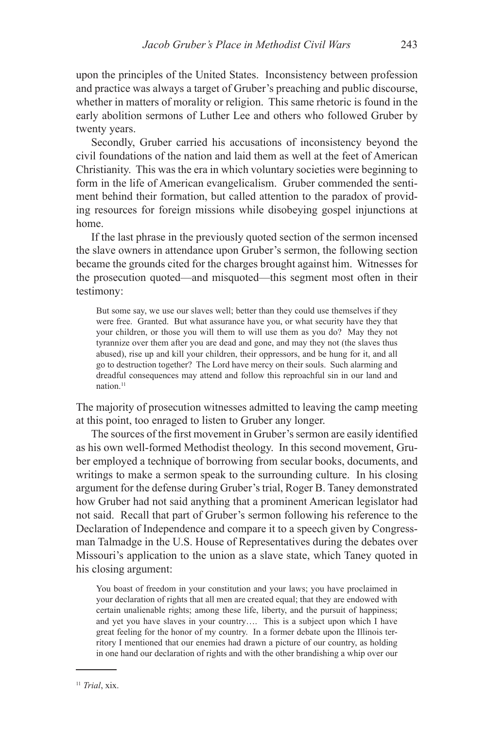upon the principles of the United States. Inconsistency between profession and practice was always a target of Gruber's preaching and public discourse, whether in matters of morality or religion. This same rhetoric is found in the early abolition sermons of Luther Lee and others who followed Gruber by twenty years.

Secondly, Gruber carried his accusations of inconsistency beyond the civil foundations of the nation and laid them as well at the feet of American Christianity. This was the era in which voluntary societies were beginning to form in the life of American evangelicalism. Gruber commended the sentiment behind their formation, but called attention to the paradox of providing resources for foreign missions while disobeying gospel injunctions at home.

If the last phrase in the previously quoted section of the sermon incensed the slave owners in attendance upon Gruber's sermon, the following section became the grounds cited for the charges brought against him. Witnesses for the prosecution quoted—and misquoted—this segment most often in their testimony:

> But some say, we use our slaves well; better than they could use themselves if they were free. Granted. But what assurance have you, or what security have they that your children, or those you will them to will use them as you do? May they not tyrannize over them after you are dead and gone, and may they not (the slaves thus abused), rise up and kill your children, their oppressors, and be hung for it, and all go to destruction together? The Lord have mercy on their souls. Such alarming and dreadful consequences may attend and follow this reproachful sin in our land and nation.[11]

The majority of prosecution witnesses admitted to leaving the camp meeting at this point, too enraged to listen to Gruber any longer.

The sources of the first movement in Gruber's sermon are easily identified as his own well-formed Methodist theology. In this second movement, Gruber employed a technique of borrowing from secular books, documents, and writings to make a sermon speak to the surrounding culture. In his closing argument for the defense during Gruber's trial, Roger B. Taney demonstrated how Gruber had not said anything that a prominent American legislator had not said. Recall that part of Gruber's sermon following his reference to the Declaration of Independence and compare it to a speech given by Congressman Talmadge in the U.S. House of Representatives during the debates over Missouri's application to the union as a slave state, which Taney quoted in his closing argument:

> You boast of freedom in your constitution and your laws; you have proclaimed in your declaration of rights that all men are created equal; that they are endowed with certain unalienable rights; among these life, liberty, and the pursuit of happiness; and yet you have slaves in your country…. This is a subject upon which I have great feeling for the honor of my country. In a former debate upon the Illinois territory I mentioned that our enemies had drawn a picture of our country, as holding in one hand our declaration of rights and with the other brandishing a whip over our

---

[11] *Trial*, xix.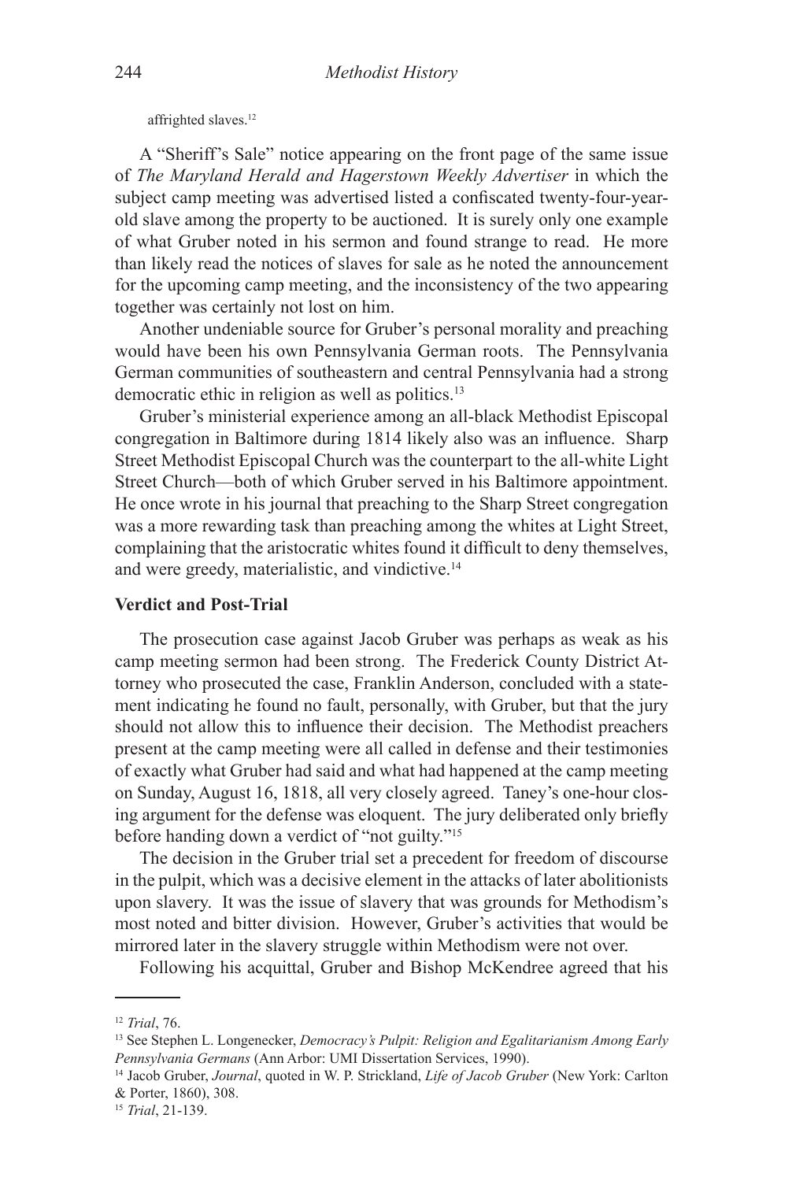affrighted slaves.[12]

A "Sheriff's Sale" notice appearing on the front page of the same issue of *The Maryland Herald and Hagerstown Weekly Advertiser* in which the subject camp meeting was advertised listed a confiscated twenty-four-year-old slave among the property to be auctioned. It is surely only one example of what Gruber noted in his sermon and found strange to read. He more than likely read the notices of slaves for sale as he noted the announcement for the upcoming camp meeting, and the inconsistency of the two appearing together was certainly not lost on him.

Another undeniable source for Gruber's personal morality and preaching would have been his own Pennsylvania German roots. The Pennsylvania German communities of southeastern and central Pennsylvania had a strong democratic ethic in religion as well as politics.[13]

Gruber's ministerial experience among an all-black Methodist Episcopal congregation in Baltimore during 1814 likely also was an influence. Sharp Street Methodist Episcopal Church was the counterpart to the all-white Light Street Church—both of which Gruber served in his Baltimore appointment. He once wrote in his journal that preaching to the Sharp Street congregation was a more rewarding task than preaching among the whites at Light Street, complaining that the aristocratic whites found it difficult to deny themselves, and were greedy, materialistic, and vindictive.[14]

### Verdict and Post-Trial

The prosecution case against Jacob Gruber was perhaps as weak as his camp meeting sermon had been strong. The Frederick County District Attorney who prosecuted the case, Franklin Anderson, concluded with a statement indicating he found no fault, personally, with Gruber, but that the jury should not allow this to influence their decision. The Methodist preachers present at the camp meeting were all called in defense and their testimonies of exactly what Gruber had said and what had happened at the camp meeting on Sunday, August 16, 1818, all very closely agreed. Taney's one-hour closing argument for the defense was eloquent. The jury deliberated only briefly before handing down a verdict of "not guilty."[15]

The decision in the Gruber trial set a precedent for freedom of discourse in the pulpit, which was a decisive element in the attacks of later abolitionists upon slavery. It was the issue of slavery that was grounds for Methodism's most noted and bitter division. However, Gruber's activities that would be mirrored later in the slavery struggle within Methodism were not over.

Following his acquittal, Gruber and Bishop McKendree agreed that his

---

[12] *Trial*, 76.

[13] See Stephen L. Longenecker, *Democracy's Pulpit: Religion and Egalitarianism Among Early Pennsylvania Germans* (Ann Arbor: UMI Dissertation Services, 1990).

[14] Jacob Gruber, *Journal*, quoted in W. P. Strickland, *Life of Jacob Gruber* (New York: Carlton & Porter, 1860), 308.

[15] *Trial*, 21-139.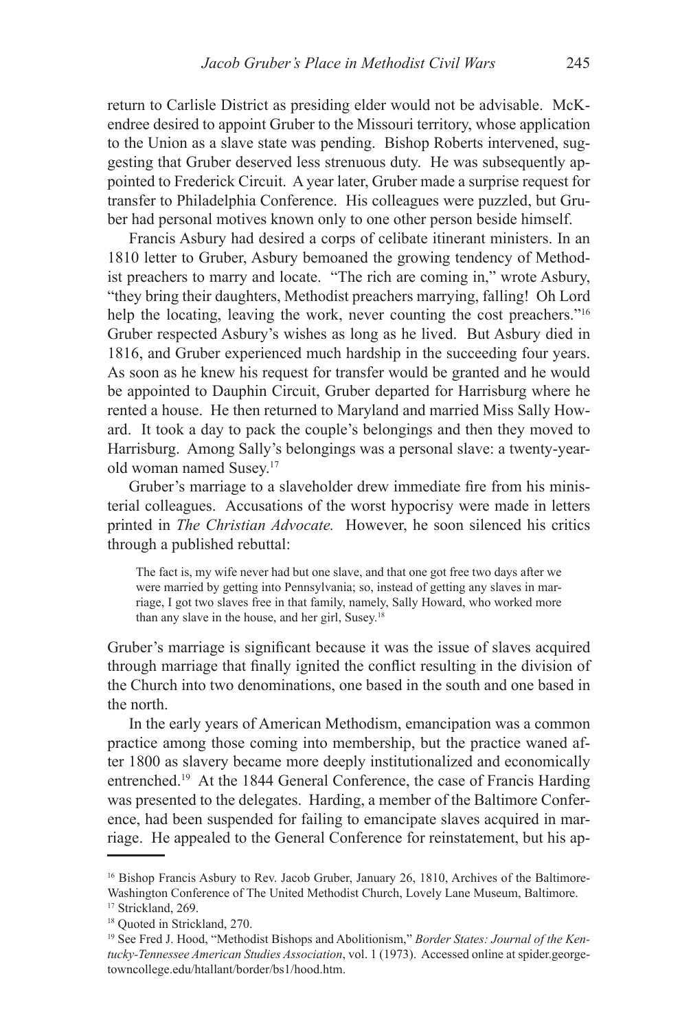return to Carlisle District as presiding elder would not be advisable. McKendree desired to appoint Gruber to the Missouri territory, whose application to the Union as a slave state was pending. Bishop Roberts intervened, suggesting that Gruber deserved less strenuous duty. He was subsequently appointed to Frederick Circuit. A year later, Gruber made a surprise request for transfer to Philadelphia Conference. His colleagues were puzzled, but Gruber had personal motives known only to one other person beside himself.

Francis Asbury had desired a corps of celibate itinerant ministers. In an 1810 letter to Gruber, Asbury bemoaned the growing tendency of Methodist preachers to marry and locate. "The rich are coming in," wrote Asbury, "they bring their daughters, Methodist preachers marrying, falling! Oh Lord help the locating, leaving the work, never counting the cost preachers."[16] Gruber respected Asbury's wishes as long as he lived. But Asbury died in 1816, and Gruber experienced much hardship in the succeeding four years. As soon as he knew his request for transfer would be granted and he would be appointed to Dauphin Circuit, Gruber departed for Harrisburg where he rented a house. He then returned to Maryland and married Miss Sally Howard. It took a day to pack the couple's belongings and then they moved to Harrisburg. Among Sally's belongings was a personal slave: a twenty-year-old woman named Susey.[17]

Gruber's marriage to a slaveholder drew immediate fire from his ministerial colleagues. Accusations of the worst hypocrisy were made in letters printed in *The Christian Advocate.* However, he soon silenced his critics through a published rebuttal:

> The fact is, my wife never had but one slave, and that one got free two days after we were married by getting into Pennsylvania; so, instead of getting any slaves in marriage, I got two slaves free in that family, namely, Sally Howard, who worked more than any slave in the house, and her girl, Susey.[18]

Gruber's marriage is significant because it was the issue of slaves acquired through marriage that finally ignited the conflict resulting in the division of the Church into two denominations, one based in the south and one based in the north.

In the early years of American Methodism, emancipation was a common practice among those coming into membership, but the practice waned after 1800 as slavery became more deeply institutionalized and economically entrenched.[19] At the 1844 General Conference, the case of Francis Harding was presented to the delegates. Harding, a member of the Baltimore Conference, had been suspended for failing to emancipate slaves acquired in marriage. He appealed to the General Conference for reinstatement, but his ap-

---

[16] Bishop Francis Asbury to Rev. Jacob Gruber, January 26, 1810, Archives of the Baltimore-Washington Conference of The United Methodist Church, Lovely Lane Museum, Baltimore.

[17] Strickland, 269.

[18] Quoted in Strickland, 270.

[19] See Fred J. Hood, "Methodist Bishops and Abolitionism," *Border States: Journal of the Kentucky-Tennessee American Studies Association*, vol. 1 (1973). Accessed online at spider.georgetowncollege.edu/htallant/border/bs1/hood.htm.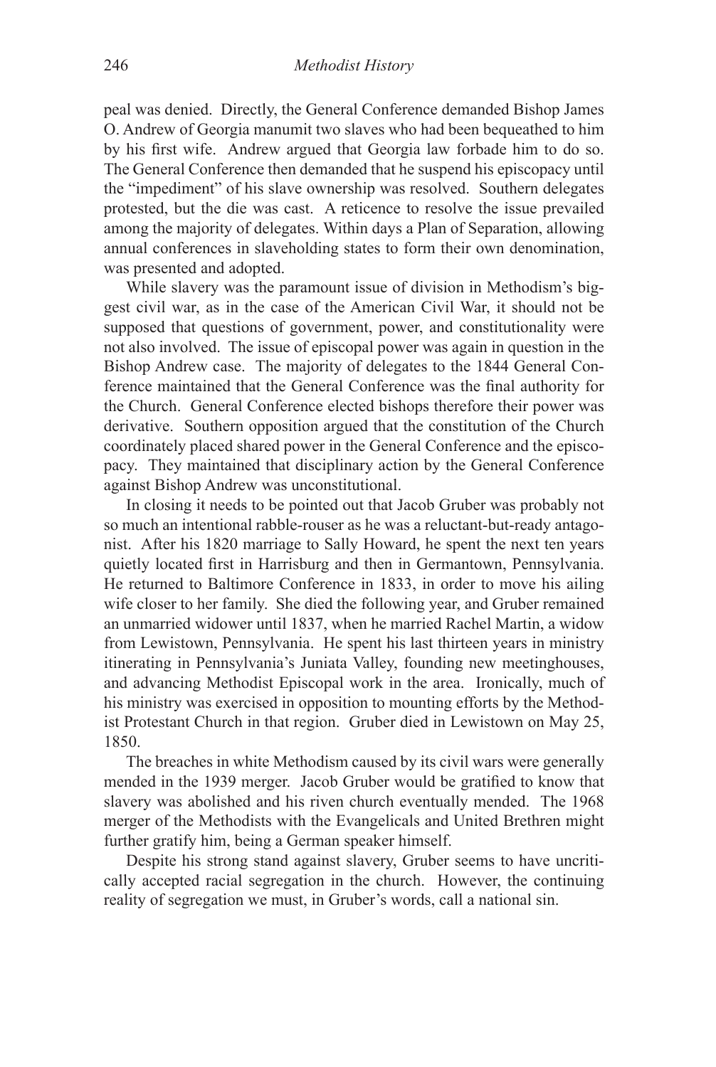peal was denied. Directly, the General Conference demanded Bishop James O. Andrew of Georgia manumit two slaves who had been bequeathed to him by his first wife. Andrew argued that Georgia law forbade him to do so. The General Conference then demanded that he suspend his episcopacy until the "impediment" of his slave ownership was resolved. Southern delegates protested, but the die was cast. A reticence to resolve the issue prevailed among the majority of delegates. Within days a Plan of Separation, allowing annual conferences in slaveholding states to form their own denomination, was presented and adopted.

While slavery was the paramount issue of division in Methodism's biggest civil war, as in the case of the American Civil War, it should not be supposed that questions of government, power, and constitutionality were not also involved. The issue of episcopal power was again in question in the Bishop Andrew case. The majority of delegates to the 1844 General Conference maintained that the General Conference was the final authority for the Church. General Conference elected bishops therefore their power was derivative. Southern opposition argued that the constitution of the Church coordinately placed shared power in the General Conference and the episcopacy. They maintained that disciplinary action by the General Conference against Bishop Andrew was unconstitutional.

In closing it needs to be pointed out that Jacob Gruber was probably not so much an intentional rabble-rouser as he was a reluctant-but-ready antagonist. After his 1820 marriage to Sally Howard, he spent the next ten years quietly located first in Harrisburg and then in Germantown, Pennsylvania. He returned to Baltimore Conference in 1833, in order to move his ailing wife closer to her family. She died the following year, and Gruber remained an unmarried widower until 1837, when he married Rachel Martin, a widow from Lewistown, Pennsylvania. He spent his last thirteen years in ministry itinerating in Pennsylvania's Juniata Valley, founding new meetinghouses, and advancing Methodist Episcopal work in the area. Ironically, much of his ministry was exercised in opposition to mounting efforts by the Methodist Protestant Church in that region. Gruber died in Lewistown on May 25, 1850.

The breaches in white Methodism caused by its civil wars were generally mended in the 1939 merger. Jacob Gruber would be gratified to know that slavery was abolished and his riven church eventually mended. The 1968 merger of the Methodists with the Evangelicals and United Brethren might further gratify him, being a German speaker himself.

Despite his strong stand against slavery, Gruber seems to have uncritically accepted racial segregation in the church. However, the continuing reality of segregation we must, in Gruber's words, call a national sin.